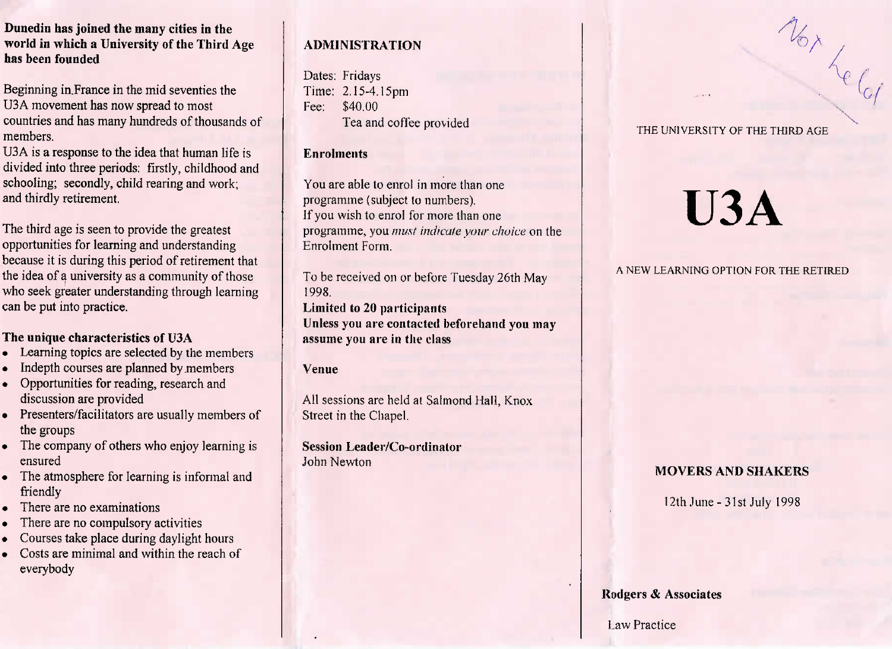**Dunedin has joined the many cities in the world in which a University of the Third Age has been founded**

Beginning in France in the mid seventies the U3A movement has now spread to most countries and has many hundreds of thousands of members.
U3A is a response to the idea that human life is divided into three periods: firstly, childhood and schooling; secondly, child rearing and work; and thirdly retirement.

The third age is seen to provide the greatest opportunities for learning and understanding because it is during this period of retirement that the idea of a university as a community of those who seek greater understanding through learning can be put into practice.

**The unique characteristics of U3A**

- Learning topics are selected by the members
- Indepth courses are planned by members
- Opportunities for reading, research and discussion are provided
- Presenters/facilitators are usually members of the groups
- The company of others who enjoy learning is ensured
- The atmosphere for learning is informal and friendly
- There are no examinations
- There are no compulsory activities
- Courses take place during daylight hours
- Costs are minimal and within the reach of everybody

## ADMINISTRATION

Dates: Fridays
Time: 2.15-4.15pm
Fee: $40.00
Tea and coffee provided

**Enrolments**

You are able to enrol in more than one programme (subject to numbers).
If you wish to enrol for more than one programme, you *must indicate your choice* on the Enrolment Form.

To be received on or before Tuesday 26th May 1998.
**Limited to 20 participants**
**Unless you are contacted beforehand you may assume you are in the class**

**Venue**

All sessions are held at Salmond Hall, Knox Street in the Chapel.

**Session Leader/Co-ordinator**
John Newton

Not held

THE UNIVERSITY OF THE THIRD AGE

# U3A

A NEW LEARNING OPTION FOR THE RETIRED

## MOVERS AND SHAKERS

12th June - 31st July 1998

**Rodgers & Associates**

Law Practice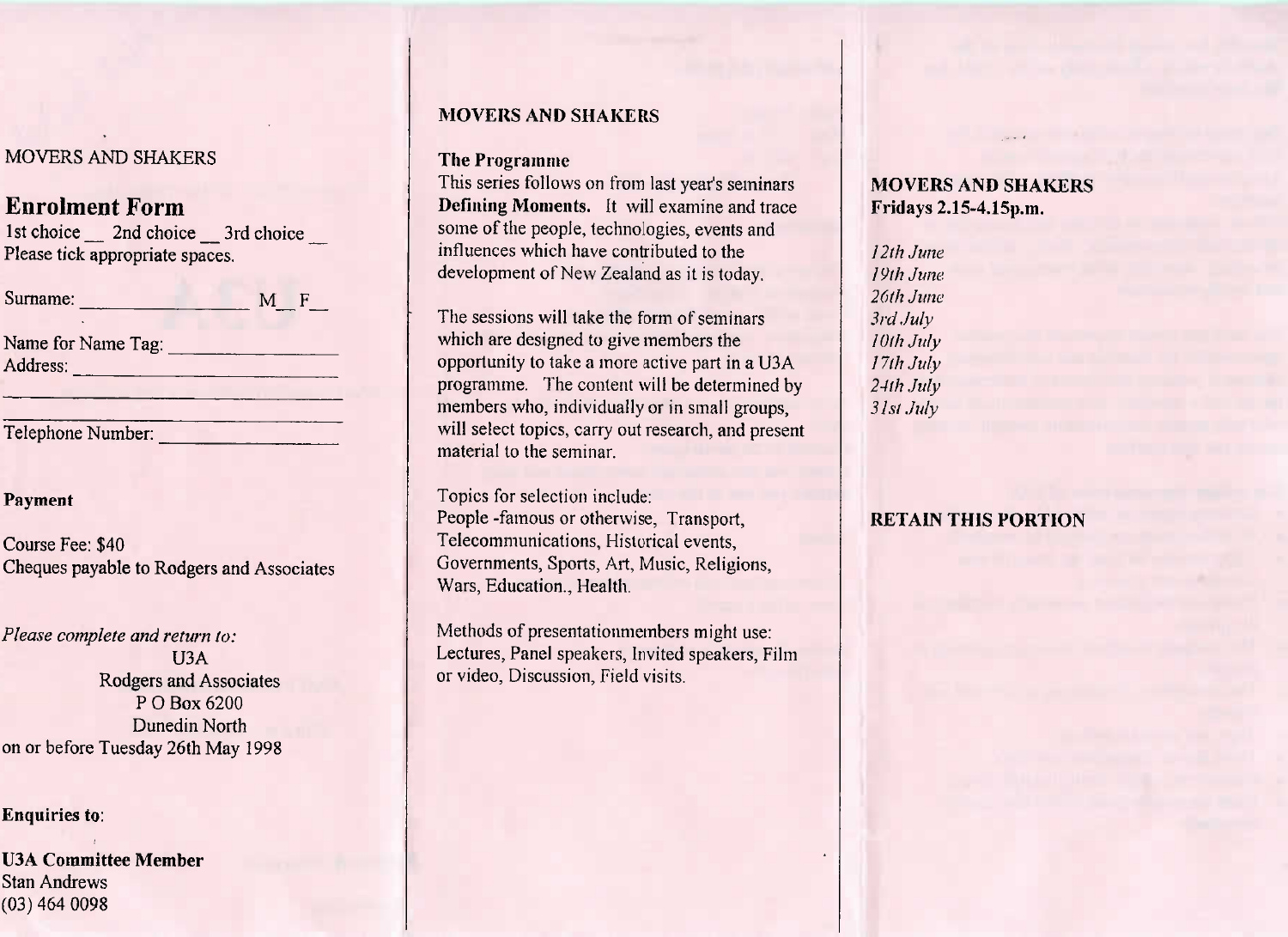MOVERS AND SHAKERS

## Enrolment Form

1st choice __ 2nd choice __ 3rd choice __
Please tick appropriate spaces.

Surname: ________________ M__ F__

Name for Name Tag: ________________
Address: ________________

________________

Telephone Number: ________________

**Payment**

Course Fee: $40
Cheques payable to Rodgers and Associates

*Please complete and return to:*
U3A
Rodgers and Associates
P O Box 6200
Dunedin North
on or before Tuesday 26th May 1998

**Enquiries to**:

**U3A Committee Member**
Stan Andrews
(03) 464 0098

**MOVERS AND SHAKERS**

**The Programme**

This series follows on from last year's seminars **Defining Moments.** It will examine and trace some of the people, technologies, events and influences which have contributed to the development of New Zealand as it is today.

The sessions will take the form of seminars which are designed to give members the opportunity to take a more active part in a U3A programme. The content will be determined by members who, individually or in small groups, will select topics, carry out research, and present material to the seminar.

Topics for selection include:
People -famous or otherwise, Transport, Telecommunications, Historical events, Governments, Sports, Art, Music, Religions, Wars, Education., Health.

Methods of presentationmembers might use:
Lectures, Panel speakers, Invited speakers, Film or video, Discussion, Field visits.

**MOVERS AND SHAKERS**
**Fridays 2.15-4.15p.m.**

*12th June*
*19th June*
*26th June*
*3rd July*
*10th July*
*17th July*
*24th July*
*31st July*

**RETAIN THIS PORTION**